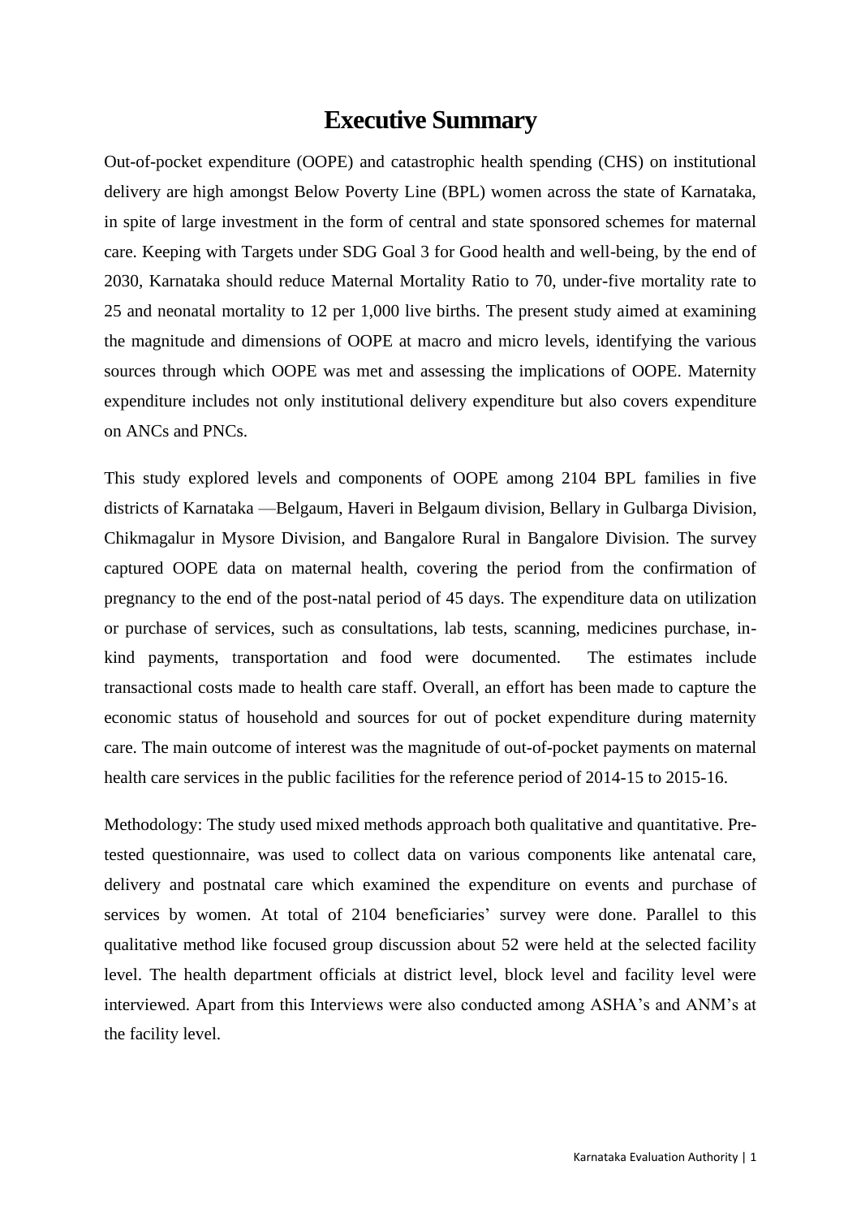# Executive Summary

Out-of-pocket expenditure (OOPE) and catastrophic health spending (CHS) on institutional delivery are high amongst Below Poverty Line (BPL) women across the state of Karnataka, in spite of large investment in the form of central and state sponsored schemes for maternal care. Keeping with Targets under SDG Goal 3 for Good health and well-being, by the end of 2030, Karnataka should reduce Maternal Mortality Ratio to 70, under-five mortality rate to 25 and neonatal mortality to 12 per 1,000 live births. The present study aimed at examining the magnitude and dimensions of OOPE at macro and micro levels, identifying the various sources through which OOPE was met and assessing the implications of OOPE. Maternity expenditure includes not only institutional delivery expenditure but also covers expenditure on ANCs and PNCs.

This study explored levels and components of OOPE among 2104 BPL families in five districts of Karnataka —Belgaum, Haveri in Belgaum division, Bellary in Gulbarga Division, Chikmagalur in Mysore Division, and Bangalore Rural in Bangalore Division. The survey captured OOPE data on maternal health, covering the period from the confirmation of pregnancy to the end of the post-natal period of 45 days. The expenditure data on utilization or purchase of services, such as consultations, lab tests, scanning, medicines purchase, in-kind payments, transportation and food were documented. The estimates include transactional costs made to health care staff. Overall, an effort has been made to capture the economic status of household and sources for out of pocket expenditure during maternity care. The main outcome of interest was the magnitude of out-of-pocket payments on maternal health care services in the public facilities for the reference period of 2014-15 to 2015-16.

Methodology: The study used mixed methods approach both qualitative and quantitative. Pre-tested questionnaire, was used to collect data on various components like antenatal care, delivery and postnatal care which examined the expenditure on events and purchase of services by women. At total of 2104 beneficiaries' survey were done. Parallel to this qualitative method like focused group discussion about 52 were held at the selected facility level. The health department officials at district level, block level and facility level were interviewed. Apart from this Interviews were also conducted among ASHA's and ANM's at the facility level.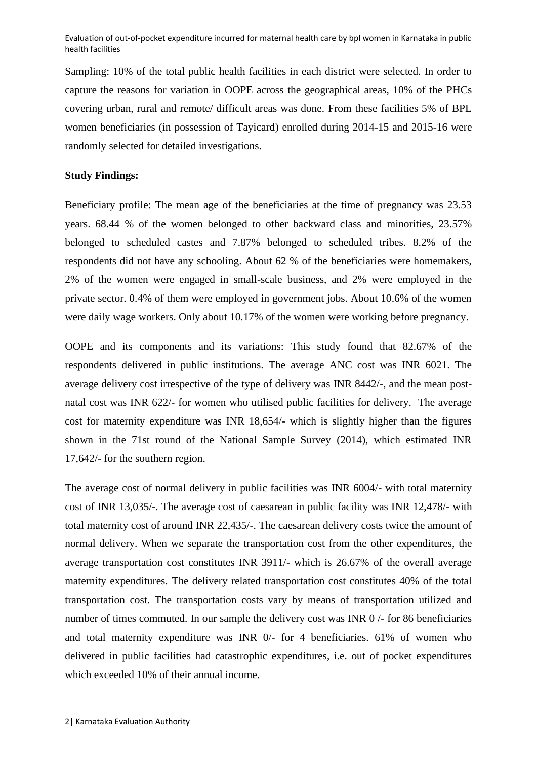Sampling: 10% of the total public health facilities in each district were selected. In order to capture the reasons for variation in OOPE across the geographical areas, 10% of the PHCs covering urban, rural and remote/ difficult areas was done. From these facilities 5% of BPL women beneficiaries (in possession of Tayicard) enrolled during 2014-15 and 2015-16 were randomly selected for detailed investigations.

**Study Findings:**

Beneficiary profile: The mean age of the beneficiaries at the time of pregnancy was 23.53 years. 68.44 % of the women belonged to other backward class and minorities, 23.57% belonged to scheduled castes and 7.87% belonged to scheduled tribes. 8.2% of the respondents did not have any schooling. About 62 % of the beneficiaries were homemakers, 2% of the women were engaged in small-scale business, and 2% were employed in the private sector. 0.4% of them were employed in government jobs. About 10.6% of the women were daily wage workers. Only about 10.17% of the women were working before pregnancy.

OOPE and its components and its variations: This study found that 82.67% of the respondents delivered in public institutions. The average ANC cost was INR 6021. The average delivery cost irrespective of the type of delivery was INR 8442/-, and the mean post-natal cost was INR 622/- for women who utilised public facilities for delivery. The average cost for maternity expenditure was INR 18,654/- which is slightly higher than the figures shown in the 71st round of the National Sample Survey (2014), which estimated INR 17,642/- for the southern region.

The average cost of normal delivery in public facilities was INR 6004/- with total maternity cost of INR 13,035/-. The average cost of caesarean in public facility was INR 12,478/- with total maternity cost of around INR 22,435/-. The caesarean delivery costs twice the amount of normal delivery. When we separate the transportation cost from the other expenditures, the average transportation cost constitutes INR 3911/- which is 26.67% of the overall average maternity expenditures. The delivery related transportation cost constitutes 40% of the total transportation cost. The transportation costs vary by means of transportation utilized and number of times commuted. In our sample the delivery cost was INR 0 /- for 86 beneficiaries and total maternity expenditure was INR 0/- for 4 beneficiaries. 61% of women who delivered in public facilities had catastrophic expenditures, i.e. out of pocket expenditures which exceeded 10% of their annual income.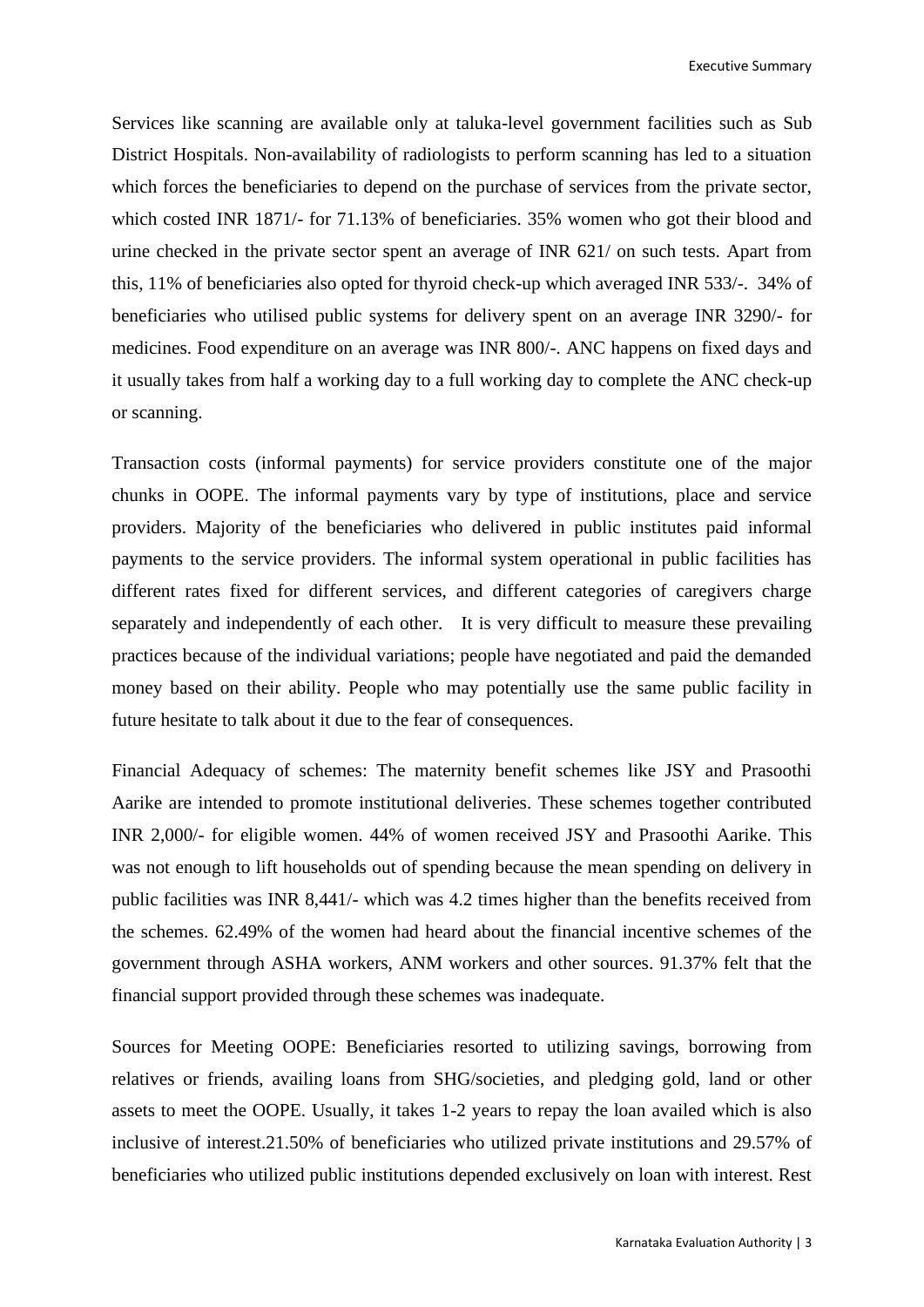Services like scanning are available only at taluka-level government facilities such as Sub District Hospitals. Non-availability of radiologists to perform scanning has led to a situation which forces the beneficiaries to depend on the purchase of services from the private sector, which costed INR 1871/- for 71.13% of beneficiaries. 35% women who got their blood and urine checked in the private sector spent an average of INR 621/ on such tests. Apart from this, 11% of beneficiaries also opted for thyroid check-up which averaged INR 533/-. 34% of beneficiaries who utilised public systems for delivery spent on an average INR 3290/- for medicines. Food expenditure on an average was INR 800/-. ANC happens on fixed days and it usually takes from half a working day to a full working day to complete the ANC check-up or scanning.

Transaction costs (informal payments) for service providers constitute one of the major chunks in OOPE. The informal payments vary by type of institutions, place and service providers. Majority of the beneficiaries who delivered in public institutes paid informal payments to the service providers. The informal system operational in public facilities has different rates fixed for different services, and different categories of caregivers charge separately and independently of each other. It is very difficult to measure these prevailing practices because of the individual variations; people have negotiated and paid the demanded money based on their ability. People who may potentially use the same public facility in future hesitate to talk about it due to the fear of consequences.

Financial Adequacy of schemes: The maternity benefit schemes like JSY and Prasoothi Aarike are intended to promote institutional deliveries. These schemes together contributed INR 2,000/- for eligible women. 44% of women received JSY and Prasoothi Aarike. This was not enough to lift households out of spending because the mean spending on delivery in public facilities was INR 8,441/- which was 4.2 times higher than the benefits received from the schemes. 62.49% of the women had heard about the financial incentive schemes of the government through ASHA workers, ANM workers and other sources. 91.37% felt that the financial support provided through these schemes was inadequate.

Sources for Meeting OOPE: Beneficiaries resorted to utilizing savings, borrowing from relatives or friends, availing loans from SHG/societies, and pledging gold, land or other assets to meet the OOPE. Usually, it takes 1-2 years to repay the loan availed which is also inclusive of interest.21.50% of beneficiaries who utilized private institutions and 29.57% of beneficiaries who utilized public institutions depended exclusively on loan with interest. Rest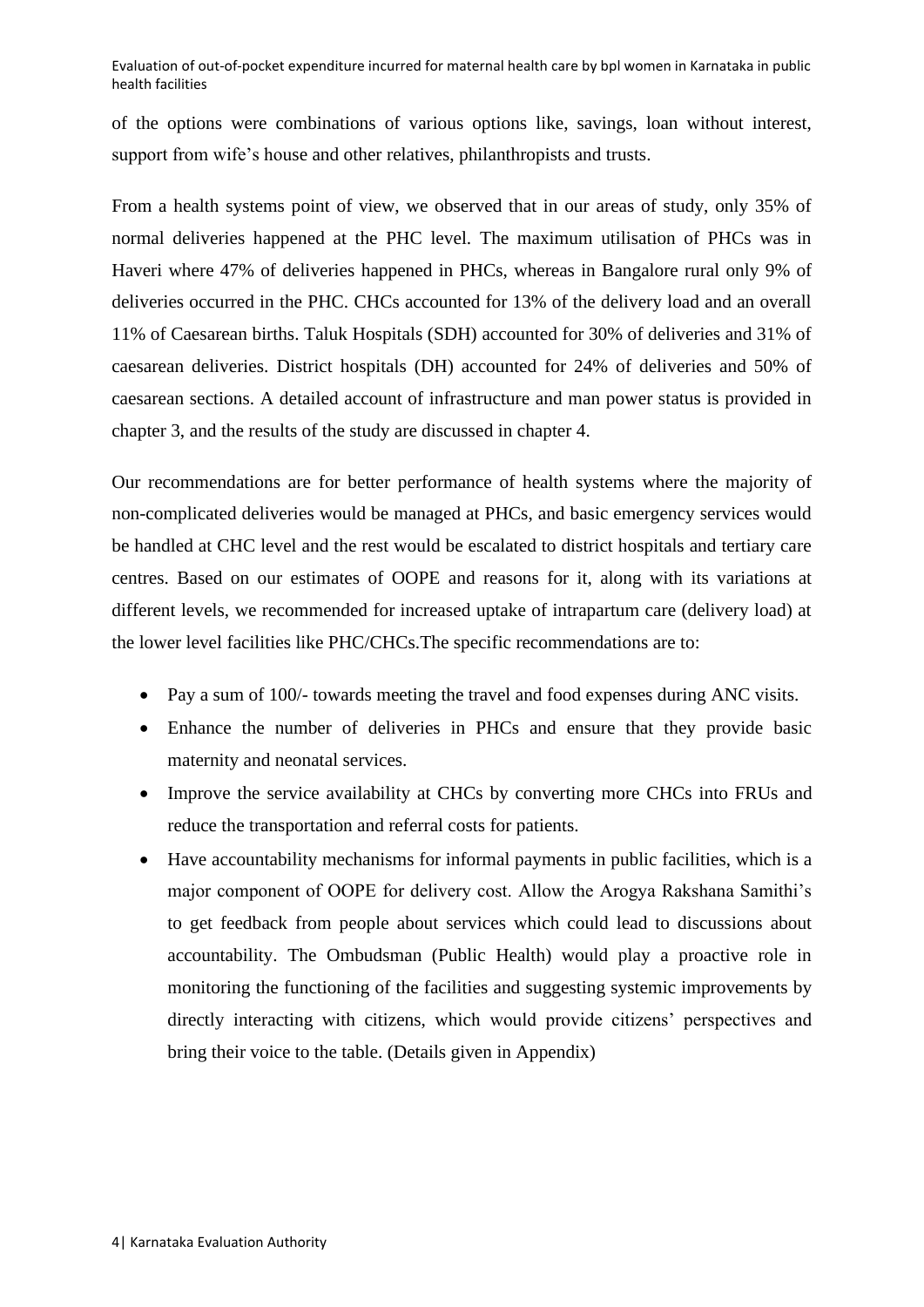of the options were combinations of various options like, savings, loan without interest, support from wife's house and other relatives, philanthropists and trusts.

From a health systems point of view, we observed that in our areas of study, only 35% of normal deliveries happened at the PHC level. The maximum utilisation of PHCs was in Haveri where 47% of deliveries happened in PHCs, whereas in Bangalore rural only 9% of deliveries occurred in the PHC. CHCs accounted for 13% of the delivery load and an overall 11% of Caesarean births. Taluk Hospitals (SDH) accounted for 30% of deliveries and 31% of caesarean deliveries. District hospitals (DH) accounted for 24% of deliveries and 50% of caesarean sections. A detailed account of infrastructure and man power status is provided in chapter 3, and the results of the study are discussed in chapter 4.

Our recommendations are for better performance of health systems where the majority of non-complicated deliveries would be managed at PHCs, and basic emergency services would be handled at CHC level and the rest would be escalated to district hospitals and tertiary care centres. Based on our estimates of OOPE and reasons for it, along with its variations at different levels, we recommended for increased uptake of intrapartum care (delivery load) at the lower level facilities like PHC/CHCs.The specific recommendations are to:

- Pay a sum of 100/- towards meeting the travel and food expenses during ANC visits.
- Enhance the number of deliveries in PHCs and ensure that they provide basic maternity and neonatal services.
- Improve the service availability at CHCs by converting more CHCs into FRUs and reduce the transportation and referral costs for patients.
- Have accountability mechanisms for informal payments in public facilities, which is a major component of OOPE for delivery cost. Allow the Arogya Rakshana Samithi's to get feedback from people about services which could lead to discussions about accountability. The Ombudsman (Public Health) would play a proactive role in monitoring the functioning of the facilities and suggesting systemic improvements by directly interacting with citizens, which would provide citizens' perspectives and bring their voice to the table. (Details given in Appendix)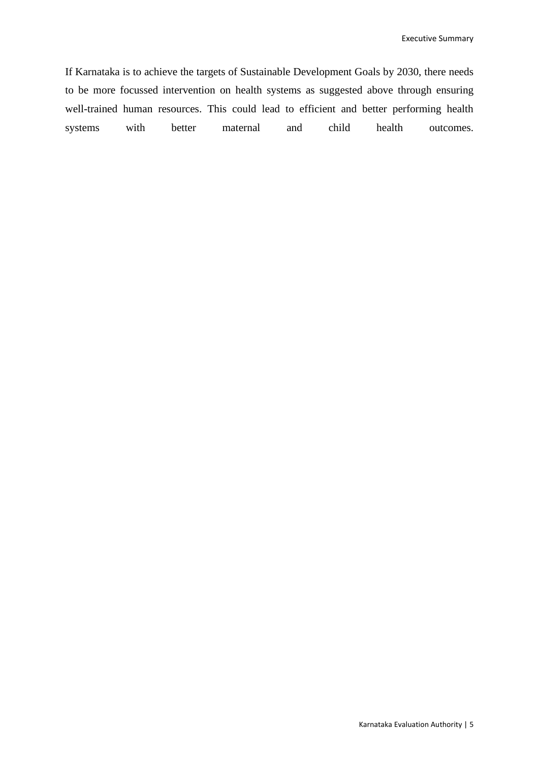If Karnataka is to achieve the targets of Sustainable Development Goals by 2030, there needs to be more focussed intervention on health systems as suggested above through ensuring well-trained human resources. This could lead to efficient and better performing health systems with better maternal and child health outcomes.